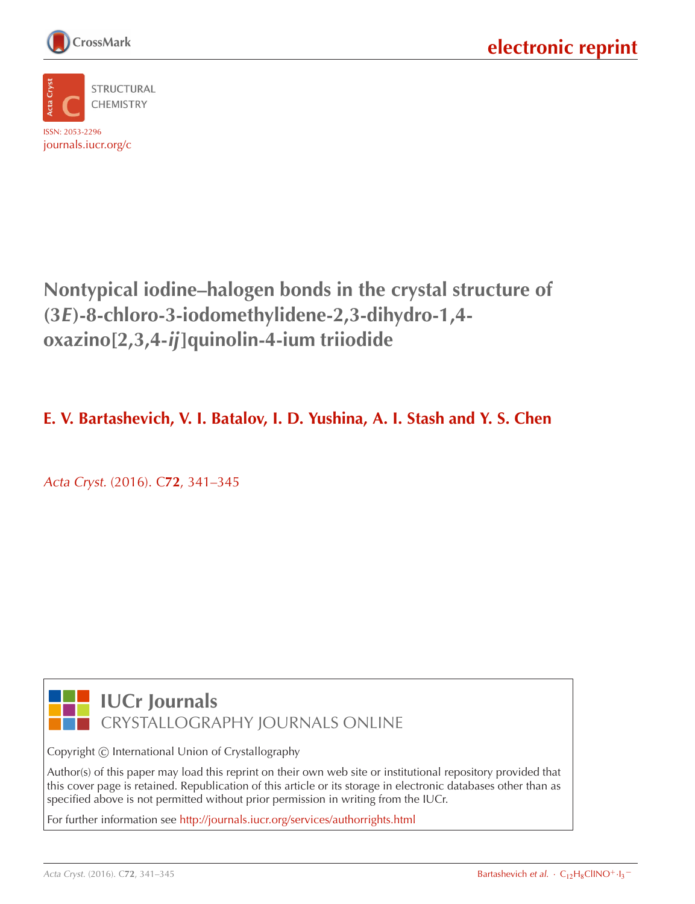STRUCTURAL CHEMISTRY

ISSN: 2053-2296

journals.iucr.org/c

# Nontypical iodine–halogen bonds in the crystal structure of (3*E*)-8-chloro-3-iodomethylidene-2,3-dihydro-1,4-oxazino[2,3,4-*ij*]quinolin-4-ium triiodide

**E. V. Bartashevich, V. I. Batalov, I. D. Yushina, A. I. Stash and Y. S. Chen**

*Acta Cryst.* (2016). C**72**, 341–345

**IUCr Journals**

CRYSTALLOGRAPHY JOURNALS ONLINE

Copyright © International Union of Crystallography

Author(s) of this paper may load this reprint on their own web site or institutional repository provided that this cover page is retained. Republication of this article or its storage in electronic databases other than as specified above is not permitted without prior permission in writing from the IUCr.

For further information see http://journals.iucr.org/services/authorrights.html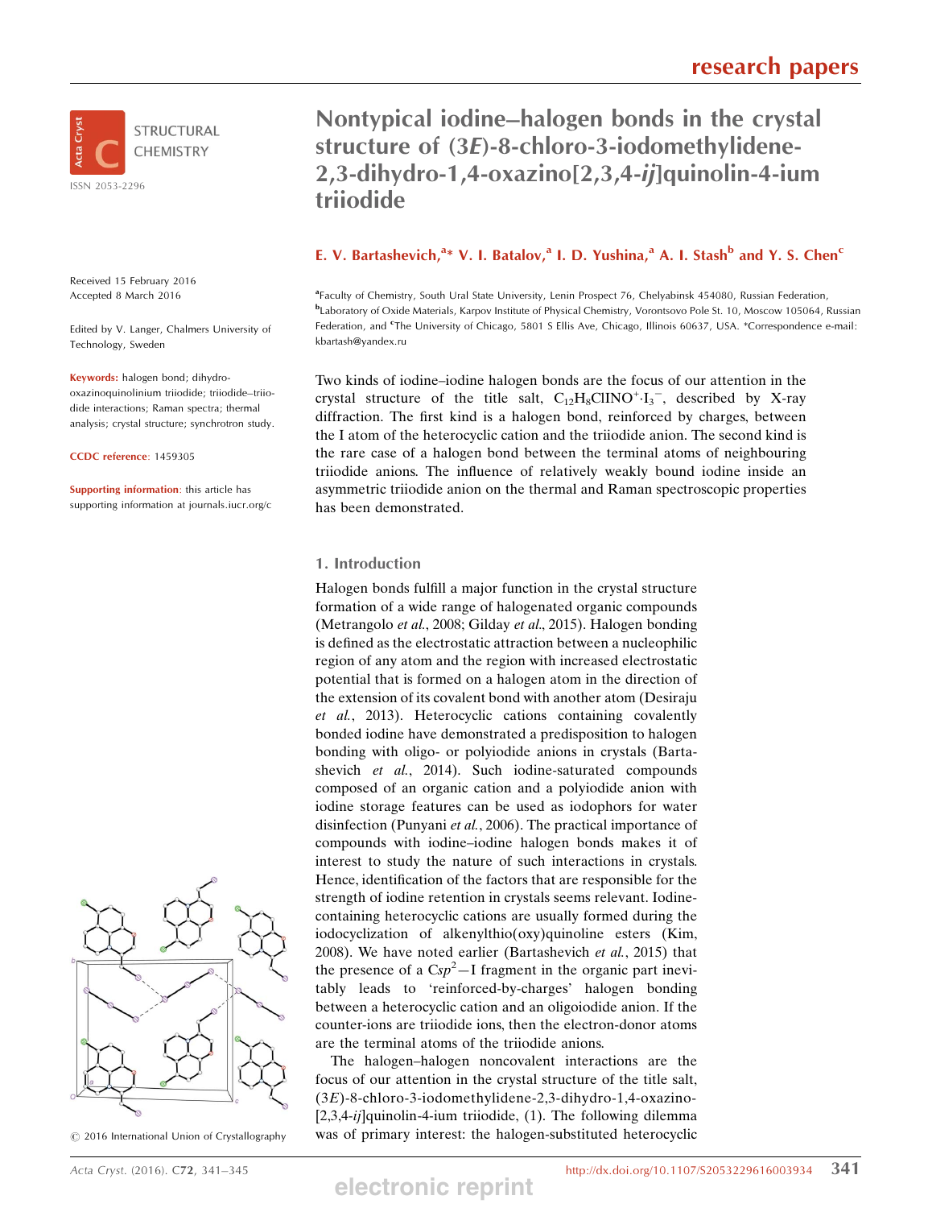# Nontypical iodine–halogen bonds in the crystal structure of (3*E*)-8-chloro-3-iodomethylidene-2,3-dihydro-1,4-oxazino[2,3,4-*ij*]quinolin-4-ium triiodide

**E. V. Bartashevich,[a]* V. I. Batalov,[a] I. D. Yushina,[a] A. I. Stash[b] and Y. S. Chen[c]**

[a]Faculty of Chemistry, South Ural State University, Lenin Prospect 76, Chelyabinsk 454080, Russian Federation, [b]Laboratory of Oxide Materials, Karpov Institute of Physical Chemistry, Vorontsovo Pole St. 10, Moscow 105064, Russian Federation, and [c]The University of Chicago, 5801 S Ellis Ave, Chicago, Illinois 60637, USA. *Correspondence e-mail: kbartash@yandex.ru

STRUCTURAL CHEMISTRY

ISSN 2053-2296

Received 15 February 2016
Accepted 8 March 2016

Edited by V. Langer, Chalmers University of Technology, Sweden

**Keywords:** halogen bond; dihydro-oxazinoquinolinium triiodide; triiodide–triiodide interactions; Raman spectra; thermal analysis; crystal structure; synchrotron study.

**CCDC reference**: 1459305

**Supporting information**: this article has supporting information at journals.iucr.org/c

Two kinds of iodine–iodine halogen bonds are the focus of our attention in the crystal structure of the title salt, $C_{12}H_8ClINO^+ \cdot I_3^-$, described by X-ray diffraction. The first kind is a halogen bond, reinforced by charges, between the I atom of the heterocyclic cation and the triiodide anion. The second kind is the rare case of a halogen bond between the terminal atoms of neighbouring triiodide anions. The influence of relatively weakly bound iodine inside an asymmetric triiodide anion on the thermal and Raman spectroscopic properties has been demonstrated.

## 1. Introduction

Halogen bonds fulfill a major function in the crystal structure formation of a wide range of halogenated organic compounds (Metrangolo *et al.*, 2008; Gilday *et al.*, 2015). Halogen bonding is defined as the electrostatic attraction between a nucleophilic region of any atom and the region with increased electrostatic potential that is formed on a halogen atom in the direction of the extension of its covalent bond with another atom (Desiraju *et al.*, 2013). Heterocyclic cations containing covalently bonded iodine have demonstrated a predisposition to halogen bonding with oligo- or polyiodide anions in crystals (Bartashevich *et al.*, 2014). Such iodine-saturated compounds composed of an organic cation and a polyiodide anion with iodine storage features can be used as iodophors for water disinfection (Punyani *et al.*, 2006). The practical importance of compounds with iodine–iodine halogen bonds makes it of interest to study the nature of such interactions in crystals. Hence, identification of the factors that are responsible for the strength of iodine retention in crystals seems relevant. Iodine-containing heterocyclic cations are usually formed during the iodocyclization of alkenylthio(oxy)quinoline esters (Kim, 2008). We have noted earlier (Bartashevich *et al.*, 2015) that the presence of a $Csp^2$—I fragment in the organic part inevitably leads to 'reinforced-by-charges' halogen bonding between a heterocyclic cation and an oligoiodide anion. If the counter-ions are triiodide ions, then the electron-donor atoms are the terminal atoms of the triiodide anions.

The halogen–halogen noncovalent interactions are the focus of our attention in the crystal structure of the title salt, (3*E*)-8-chloro-3-iodomethylidene-2,3-dihydro-1,4-oxazino[2,3,4-*ij*]quinolin-4-ium triiodide, (1). The following dilemma was of primary interest: the halogen-substituted heterocyclic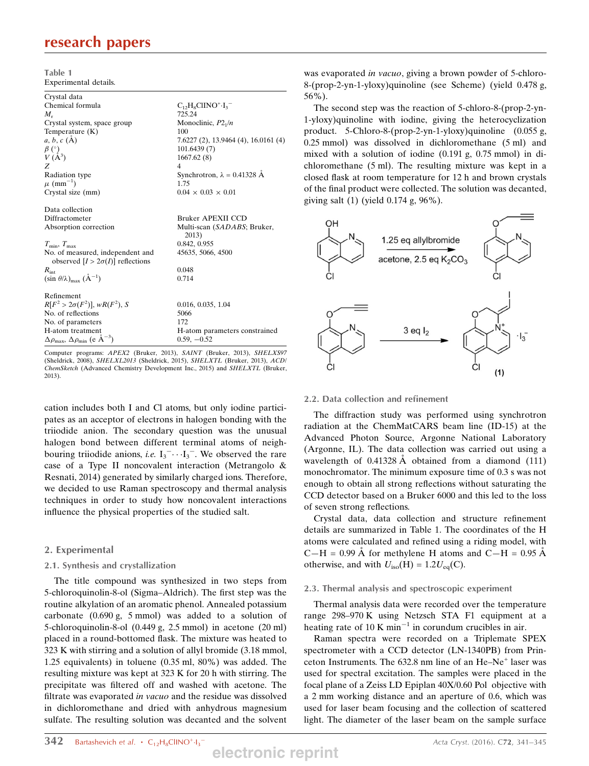Table 1
Experimental details.

| | |
|---|---|
| Crystal data | |
| Chemical formula | $C_{12}H_8ClINO^+\cdot I_3^-$ |
| $M_r$ | 725.24 |
| Crystal system, space group | Monoclinic, $P2_1/n$ |
| Temperature (K) | 100 |
| $a$, $b$, $c$ (Å) | 7.6227 (2), 13.9464 (4), 16.0161 (4) |
| $\beta$ (°) | 101.6439 (7) |
| $V$ (Å$^3$) | 1667.62 (8) |
| $Z$ | 4 |
| Radiation type | Synchrotron, $\lambda$ = 0.41328 Å |
| $\mu$ (mm$^{-1}$) | 1.75 |
| Crystal size (mm) | 0.04 × 0.03 × 0.01 |
| Data collection | |
| Diffractometer | Bruker APEXII CCD |
| Absorption correction | Multi-scan (*SADABS*; Bruker, 2013) |
| $T_{min}$, $T_{max}$ | 0.842, 0.955 |
| No. of measured, independent and observed [$I > 2\sigma(I)$] reflections | 45635, 5066, 4500 |
| $R_{int}$ | 0.048 |
| $(\sin \theta/\lambda)_{max}$ (Å$^{-1}$) | 0.714 |
| Refinement | |
| $R[F^2 > 2\sigma(F^2)]$, $wR(F^2)$, $S$ | 0.016, 0.035, 1.04 |
| No. of reflections | 5066 |
| No. of parameters | 172 |
| H-atom treatment | H-atom parameters constrained |
| $\Delta\rho_{max}$, $\Delta\rho_{min}$ (e Å$^{-3}$) | 0.59, −0.52 |

Computer programs: *APEX2* (Bruker, 2013), *SAINT* (Bruker, 2013), *SHELXS97* (Sheldrick, 2008), *SHELXL2013* (Sheldrick, 2015), *SHELXTL* (Bruker, 2013), *ACD/ChemSketch* (Advanced Chemistry Development Inc., 2015) and *SHELXTL* (Bruker, 2013).

cation includes both I and Cl atoms, but only iodine participates as an acceptor of electrons in halogen bonding with the triiodide anion. The secondary question was the unusual halogen bond between different terminal atoms of neighbouring triiodide anions, *i.e.* $I_3^-\cdots I_3^-$. We observed the rare case of a Type II noncovalent interaction (Metrangolo & Resnati, 2014) generated by similarly charged ions. Therefore, we decided to use Raman spectroscopy and thermal analysis techniques in order to study how noncovalent interactions influence the physical properties of the studied salt.

## 2. Experimental

### 2.1. Synthesis and crystallization

The title compound was synthesized in two steps from 5-chloroquinolin-8-ol (Sigma–Aldrich). The first step was the routine alkylation of an aromatic phenol. Annealed potassium carbonate (0.690 g, 5 mmol) was added to a solution of 5-chloroquinolin-8-ol (0.449 g, 2.5 mmol) in acetone (20 ml) placed in a round-bottomed flask. The mixture was heated to 323 K with stirring and a solution of allyl bromide (3.18 mmol, 1.25 equivalents) in toluene (0.35 ml, 80%) was added. The resulting mixture was kept at 323 K for 20 h with stirring. The precipitate was filtered off and washed with acetone. The filtrate was evaporated *in vacuo* and the residue was dissolved in dichloromethane and dried with anhydrous magnesium sulfate. The resulting solution was decanted and the solvent was evaporated *in vacuo*, giving a brown powder of 5-chloro-8-(prop-2-yn-1-yloxy)quinoline (see Scheme) (yield 0.478 g, 56%).

The second step was the reaction of 5-chloro-8-(prop-2-yn-1-yloxy)quinoline with iodine, giving the heterocyclization product. 5-Chloro-8-(prop-2-yn-1-yloxy)quinoline (0.055 g, 0.25 mmol) was dissolved in dichloromethane (5 ml) and mixed with a solution of iodine (0.191 g, 0.75 mmol) in dichloromethane (5 ml). The resulting mixture was kept in a closed flask at room temperature for 12 h and brown crystals of the final product were collected. The solution was decanted, giving salt (1) (yield 0.174 g, 96%).

1.25 eq allylbromide, acetone, 2.5 eq $K_2CO_3$

3 eq $I_2$ — $\cdot I_3^-$ (1)

### 2.2. Data collection and refinement

The diffraction study was performed using synchrotron radiation at the ChemMatCARS beam line (ID-15) at the Advanced Photon Source, Argonne National Laboratory (Argonne, IL). The data collection was carried out using a wavelength of 0.41328 Å obtained from a diamond (111) monochromator. The minimum exposure time of 0.3 s was not enough to obtain all strong reflections without saturating the CCD detector based on a Bruker 6000 and this led to the loss of seven strong reflections.

Crystal data, data collection and structure refinement details are summarized in Table 1. The coordinates of the H atoms were calculated and refined using a riding model, with C—H = 0.99 Å for methylene H atoms and C—H = 0.95 Å otherwise, and with $U_{iso}$(H) = 1.2$U_{eq}$(C).

### 2.3. Thermal analysis and spectroscopic experiment

Thermal analysis data were recorded over the temperature range 298–970 K using Netzsch STA F1 equipment at a heating rate of 10 K min$^{-1}$ in corundum crucibles in air.

Raman spectra were recorded on a Triplemate SPEX spectrometer with a CCD detector (LN-1340PB) from Princeton Instruments. The 632.8 nm line of an He–Ne$^+$ laser was used for spectral excitation. The samples were placed in the focal plane of a Zeiss LD Epiplan 40X/0.60 Pol objective with a 2 mm working distance and an aperture of 0.6, which was used for laser beam focusing and the collection of scattered light. The diameter of the laser beam on the sample surface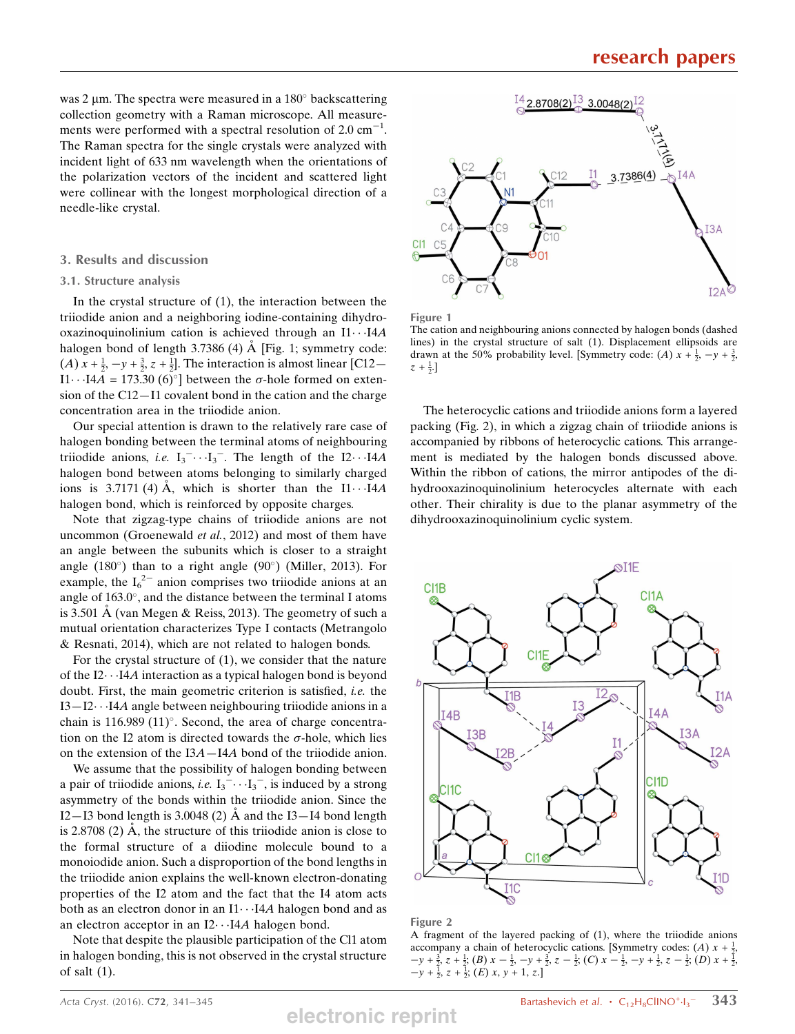was 2 µm. The spectra were measured in a 180° backscattering collection geometry with a Raman microscope. All measurements were performed with a spectral resolution of 2.0 $cm^{-1}$. The Raman spectra for the single crystals were analyzed with incident light of 633 nm wavelength when the orientations of the polarization vectors of the incident and scattered light were collinear with the longest morphological direction of a needle-like crystal.

## 3. Results and discussion

### 3.1. Structure analysis

In the crystal structure of (1), the interaction between the triiodide anion and a neighboring iodine-containing dihydrooxazinoquinolinium cation is achieved through an I1···I4*A* halogen bond of length 3.7386 (4) Å [Fig. 1; symmetry code: (*A*) $x + \frac{1}{2}, -y + \frac{3}{2}, z + \frac{1}{2}$]. The interaction is almost linear [C12—I1···I4*A* = 173.30 (6)°] between the σ-hole formed on extension of the C12—I1 covalent bond in the cation and the charge concentration area in the triiodide anion.

Our special attention is drawn to the relatively rare case of halogen bonding between the terminal atoms of neighbouring triiodide anions, *i.e.* $I_3^-\cdots I_3^-$. The length of the I2···I4*A* halogen bond between atoms belonging to similarly charged ions is 3.7171 (4) Å, which is shorter than the I1···I4*A* halogen bond, which is reinforced by opposite charges.

Note that zigzag-type chains of triiodide anions are not uncommon (Groenewald *et al.*, 2012) and most of them have an angle between the subunits which is closer to a straight angle (180°) than to a right angle (90°) (Miller, 2013). For example, the $I_6^{2-}$ anion comprises two triiodide anions at an angle of 163.0°, and the distance between the terminal I atoms is 3.501 Å (van Megen & Reiss, 2013). The geometry of such a mutual orientation characterizes Type I contacts (Metrangolo & Resnati, 2014), which are not related to halogen bonds.

For the crystal structure of (1), we consider that the nature of the I2···I4*A* interaction as a typical halogen bond is beyond doubt. First, the main geometric criterion is satisfied, *i.e.* the I3—I2···I4*A* angle between neighbouring triiodide anions in a chain is 116.989 (11)°. Second, the area of charge concentration on the I2 atom is directed towards the σ-hole, which lies on the extension of the I3*A*—I4*A* bond of the triiodide anion.

We assume that the possibility of halogen bonding between a pair of triiodide anions, *i.e.* $I_3^-\cdots I_3^-$, is induced by a strong asymmetry of the bonds within the triiodide anion. Since the I2—I3 bond length is 3.0048 (2) Å and the I3—I4 bond length is 2.8708 (2) Å, the structure of this triiodide anion is close to the formal structure of a diiodine molecule bound to a monoiodide anion. Such a disproportion of the bond lengths in the triiodide anion explains the well-known electron-donating properties of the I2 atom and the fact that the I4 atom acts both as an electron donor in an I1···I4*A* halogen bond and as an electron acceptor in an I2···I4*A* halogen bond.

Note that despite the plausible participation of the Cl1 atom in halogen bonding, this is not observed in the crystal structure of salt (1).

Figure 1
The cation and neighbouring anions connected by halogen bonds (dashed lines) in the crystal structure of salt (1). Displacement ellipsoids are drawn at the 50% probability level. [Symmetry code: (*A*) $x + \frac{1}{2}, -y + \frac{3}{2}, z + \frac{1}{2}$.]

The heterocyclic cations and triiodide anions form a layered packing (Fig. 2), in which a zigzag chain of triiodide anions is accompanied by ribbons of heterocyclic cations. This arrangement is mediated by the halogen bonds discussed above. Within the ribbon of cations, the mirror antipodes of the dihydrooxazinoquinolinium heterocycles alternate with each other. Their chirality is due to the planar asymmetry of the dihydrooxazinoquinolinium cyclic system.

Figure 2
A fragment of the layered packing of (1), where the triiodide anions accompany a chain of heterocyclic cations. [Symmetry codes: (*A*) $x + \frac{1}{2}, -y + \frac{3}{2}, z + \frac{1}{2}$; (*B*) $x - \frac{1}{2}, -y + \frac{3}{2}, z - \frac{1}{2}$; (*C*) $x - \frac{1}{2}, -y + \frac{1}{2}, z - \frac{1}{2}$; (*D*) $x + \frac{1}{2}, -y + \frac{1}{2}, z + \frac{1}{2}$; (*E*) $x, y + 1, z$.]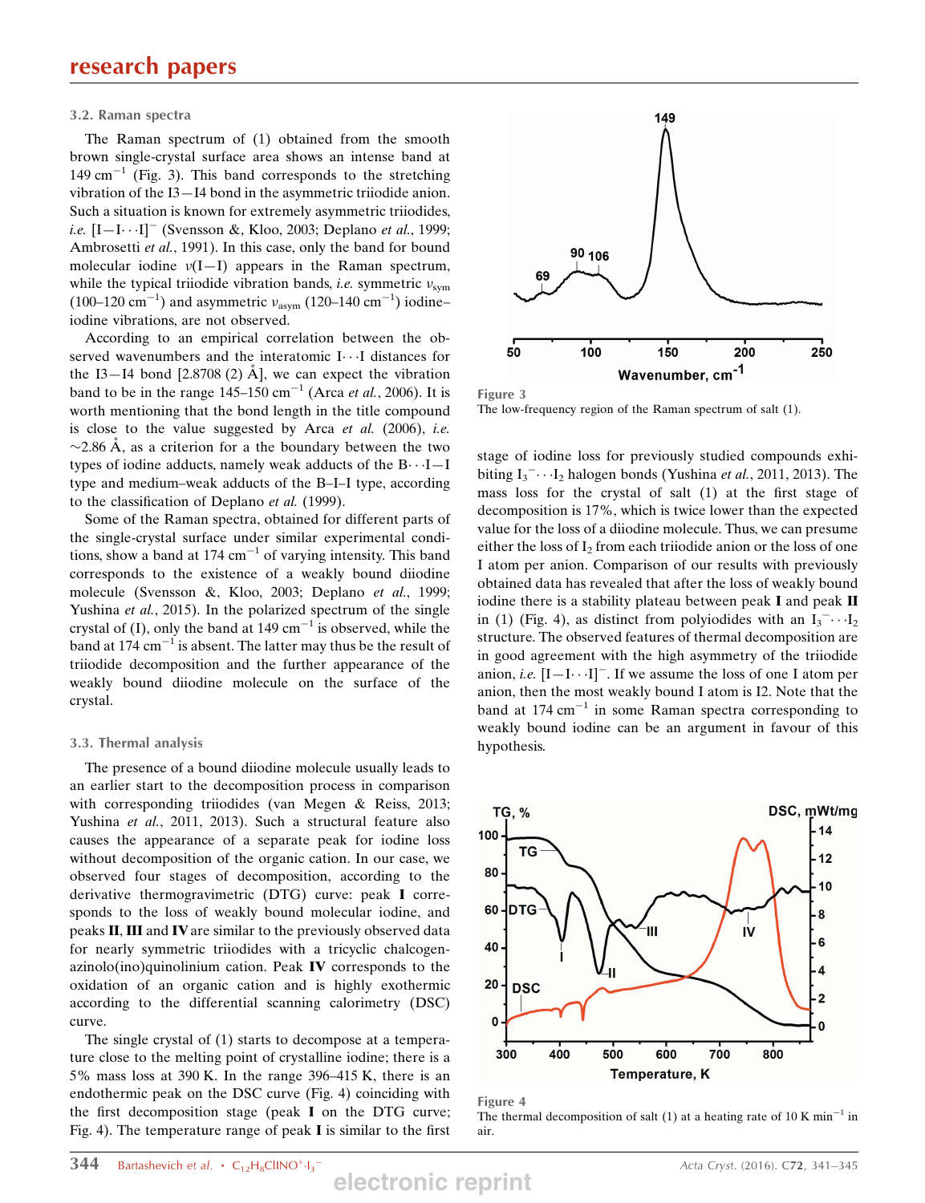### 3.2. Raman spectra

The Raman spectrum of (1) obtained from the smooth brown single-crystal surface area shows an intense band at 149 $cm^{-1}$ (Fig. 3). This band corresponds to the stretching vibration of the I3—I4 bond in the asymmetric triiodide anion. Such a situation is known for extremely asymmetric triiodides, *i.e.* $[I—I\cdots I]^-$ (Svensson &, Kloo, 2003; Deplano *et al.*, 1999; Ambrosetti *et al.*, 1991). In this case, only the band for bound molecular iodine $\nu$(I—I) appears in the Raman spectrum, while the typical triiodide vibration bands, *i.e.* symmetric $\nu_{sym}$ (100–120 $cm^{-1}$) and asymmetric $\nu_{asym}$ (120–140 $cm^{-1}$) iodine–iodine vibrations, are not observed.

According to an empirical correlation between the observed wavenumbers and the interatomic I$\cdots$I distances for the I3—I4 bond [2.8708 (2) Å], we can expect the vibration band to be in the range 145–150 $cm^{-1}$ (Arca *et al.*, 2006). It is worth mentioning that the bond length in the title compound is close to the value suggested by Arca *et al.* (2006), *i.e.* ~2.86 Å, as a criterion for a the boundary between the two types of iodine adducts, namely weak adducts of the B$\cdots$I—I type and medium–weak adducts of the B–I–I type, according to the classification of Deplano *et al.* (1999).

Some of the Raman spectra, obtained for different parts of the single-crystal surface under similar experimental conditions, show a band at 174 $cm^{-1}$ of varying intensity. This band corresponds to the existence of a weakly bound diiodine molecule (Svensson &, Kloo, 2003; Deplano *et al.*, 1999; Yushina *et al.*, 2015). In the polarized spectrum of the single crystal of (I), only the band at 149 $cm^{-1}$ is observed, while the band at 174 $cm^{-1}$ is absent. The latter may thus be the result of triiodide decomposition and the further appearance of the weakly bound diiodine molecule on the surface of the crystal.

Figure 3
The low-frequency region of the Raman spectrum of salt (1).

### 3.3. Thermal analysis

The presence of a bound diiodine molecule usually leads to an earlier start to the decomposition process in comparison with corresponding triiodides (van Megen & Reiss, 2013; Yushina *et al.*, 2011, 2013). Such a structural feature also causes the appearance of a separate peak for iodine loss without decomposition of the organic cation. In our case, we observed four stages of decomposition, according to the derivative thermogravimetric (DTG) curve: peak **I** corresponds to the loss of weakly bound molecular iodine, and peaks **II**, **III** and **IV** are similar to the previously observed data for nearly symmetric triiodides with a tricyclic chalcogenazinolo(ino)quinolinium cation. Peak **IV** corresponds to the oxidation of an organic cation and is highly exothermic according to the differential scanning calorimetry (DSC) curve.

The single crystal of (1) starts to decompose at a temperature close to the melting point of crystalline iodine; there is a 5% mass loss at 390 K. In the range 396–415 K, there is an endothermic peak on the DSC curve (Fig. 4) coinciding with the first decomposition stage (peak **I** on the DTG curve; Fig. 4). The temperature range of peak **I** is similar to the first stage of iodine loss for previously studied compounds exhibiting $I_3^-\cdots I_2$ halogen bonds (Yushina *et al.*, 2011, 2013). The mass loss for the crystal of salt (1) at the first stage of decomposition is 17%, which is twice lower than the expected value for the loss of a diiodine molecule. Thus, we can presume either the loss of $I_2$ from each triiodide anion or the loss of one I atom per anion. Comparison of our results with previously obtained data has revealed that after the loss of weakly bound iodine there is a stability plateau between peak **I** and peak **II** in (1) (Fig. 4), as distinct from polyiodides with an $I_3^-\cdots I_2$ structure. The observed features of thermal decomposition are in good agreement with the high asymmetry of the triiodide anion, *i.e.* $[I—I\cdots I]^-$. If we assume the loss of one I atom per anion, then the most weakly bound I atom is I2. Note that the band at 174 $cm^{-1}$ in some Raman spectra corresponding to weakly bound iodine can be an argument in favour of this hypothesis.

Figure 4
The thermal decomposition of salt (1) at a heating rate of 10 K $min^{-1}$ in air.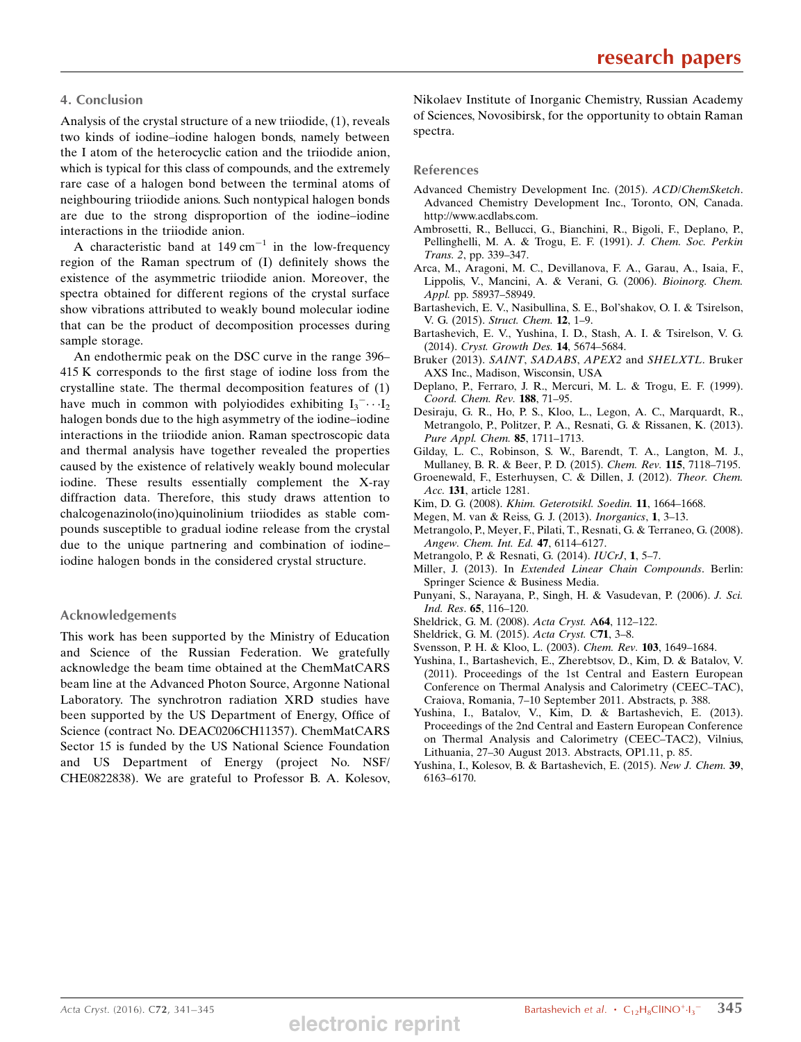## 4. Conclusion

Analysis of the crystal structure of a new triiodide, (1), reveals two kinds of iodine–iodine halogen bonds, namely between the I atom of the heterocyclic cation and the triiodide anion, which is typical for this class of compounds, and the extremely rare case of a halogen bond between the terminal atoms of neighbouring triiodide anions. Such nontypical halogen bonds are due to the strong disproportion of the iodine–iodine interactions in the triiodide anion.

A characteristic band at 149 $cm^{-1}$ in the low-frequency region of the Raman spectrum of (I) definitely shows the existence of the asymmetric triiodide anion. Moreover, the spectra obtained for different regions of the crystal surface show vibrations attributed to weakly bound molecular iodine that can be the product of decomposition processes during sample storage.

An endothermic peak on the DSC curve in the range 396–415 K corresponds to the first stage of iodine loss from the crystalline state. The thermal decomposition features of (1) have much in common with polyiodides exhibiting $I_3^-\cdots I_2$ halogen bonds due to the high asymmetry of the iodine–iodine interactions in the triiodide anion. Raman spectroscopic data and thermal analysis have together revealed the properties caused by the existence of relatively weakly bound molecular iodine. These results essentially complement the X-ray diffraction data. Therefore, this study draws attention to chalcogenazinolo(ino)quinolinium triiodides as stable compounds susceptible to gradual iodine release from the crystal due to the unique partnering and combination of iodine–iodine halogen bonds in the considered crystal structure.

## Acknowledgements

This work has been supported by the Ministry of Education and Science of the Russian Federation. We gratefully acknowledge the beam time obtained at the ChemMatCARS beam line at the Advanced Photon Source, Argonne National Laboratory. The synchrotron radiation XRD studies have been supported by the US Department of Energy, Office of Science (contract No. DEAC0206CH11357). ChemMatCARS Sector 15 is funded by the US National Science Foundation and US Department of Energy (project No. NSF/CHE0822838). We are grateful to Professor B. A. Kolesov, Nikolaev Institute of Inorganic Chemistry, Russian Academy of Sciences, Novosibirsk, for the opportunity to obtain Raman spectra.

## References

Advanced Chemistry Development Inc. (2015). *ACD/ChemSketch*. Advanced Chemistry Development Inc., Toronto, ON, Canada. http://www.acdlabs.com.

Ambrosetti, R., Bellucci, G., Bianchini, R., Bigoli, F., Deplano, P., Pellinghelli, M. A. & Trogu, E. F. (1991). *J. Chem. Soc. Perkin Trans. 2*, pp. 339–347.

Arca, M., Aragoni, M. C., Devillanova, F. A., Garau, A., Isaia, F., Lippolis, V., Mancini, A. & Verani, G. (2006). *Bioinorg. Chem. Appl.* pp. 58937–58949.

Bartashevich, E. V., Nasibullina, S. E., Bol'shakov, O. I. & Tsirelson, V. G. (2015). *Struct. Chem.* **12**, 1–9.

Bartashevich, E. V., Yushina, I. D., Stash, A. I. & Tsirelson, V. G. (2014). *Cryst. Growth Des.* **14**, 5674–5684.

Bruker (2013). *SAINT*, *SADABS*, *APEX2* and *SHELXTL*. Bruker AXS Inc., Madison, Wisconsin, USA

Deplano, P., Ferraro, J. R., Mercuri, M. L. & Trogu, E. F. (1999). *Coord. Chem. Rev.* **188**, 71–95.

Desiraju, G. R., Ho, P. S., Kloo, L., Legon, A. C., Marquardt, R., Metrangolo, P., Politzer, P. A., Resnati, G. & Rissanen, K. (2013). *Pure Appl. Chem.* **85**, 1711–1713.

Gilday, L. C., Robinson, S. W., Barendt, T. A., Langton, M. J., Mullaney, B. R. & Beer, P. D. (2015). *Chem. Rev.* **115**, 7118–7195.

Groenewald, F., Esterhuysen, C. & Dillen, J. (2012). *Theor. Chem. Acc.* **131**, article 1281.

Kim, D. G. (2008). *Khim. Geterotsikl. Soedin.* **11**, 1664–1668.

Megen, M. van & Reiss, G. J. (2013). *Inorganics*, **1**, 3–13.

Metrangolo, P., Meyer, F., Pilati, T., Resnati, G. & Terraneo, G. (2008). *Angew. Chem. Int. Ed.* **47**, 6114–6127.

Metrangolo, P. & Resnati, G. (2014). *IUCrJ*, **1**, 5–7.

Miller, J. (2013). In *Extended Linear Chain Compounds*. Berlin: Springer Science & Business Media.

Punyani, S., Narayana, P., Singh, H. & Vasudevan, P. (2006). *J. Sci. Ind. Res.* **65**, 116–120.

Sheldrick, G. M. (2008). *Acta Cryst.* A**64**, 112–122.

Sheldrick, G. M. (2015). *Acta Cryst.* C**71**, 3–8.

Svensson, P. H. & Kloo, L. (2003). *Chem. Rev.* **103**, 1649–1684.

Yushina, I., Bartashevich, E., Zherebtsov, D., Kim, D. & Batalov, V. (2011). Proceedings of the 1st Central and Eastern European Conference on Thermal Analysis and Calorimetry (CEEC–TAC), Craiova, Romania, 7–10 September 2011. Abstracts, p. 388.

Yushina, I., Batalov, V., Kim, D. & Bartashevich, E. (2013). Proceedings of the 2nd Central and Eastern European Conference on Thermal Analysis and Calorimetry (CEEC–TAC2), Vilnius, Lithuania, 27–30 August 2013. Abstracts, OP1.11, p. 85.

Yushina, I., Kolesov, B. & Bartashevich, E. (2015). *New J. Chem.* **39**, 6163–6170.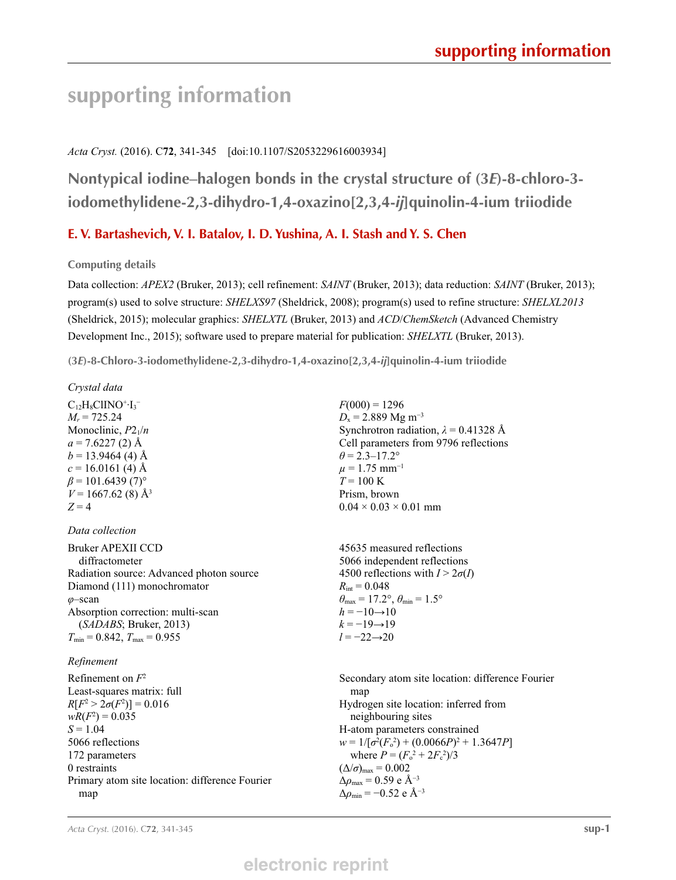# supporting information

*Acta Cryst.* (2016). C**72**, 341-345    [doi:10.1107/S2053229616003934]

## Nontypical iodine–halogen bonds in the crystal structure of (3*E*)-8-chloro-3-iodomethylidene-2,3-dihydro-1,4-oxazino[2,3,4-*ij*]quinolin-4-ium triiodide

**E. V. Bartashevich, V. I. Batalov, I. D. Yushina, A. I. Stash and Y. S. Chen**

### Computing details

Data collection: *APEX2* (Bruker, 2013); cell refinement: *SAINT* (Bruker, 2013); data reduction: *SAINT* (Bruker, 2013); program(s) used to solve structure: *SHELXS97* (Sheldrick, 2008); program(s) used to refine structure: *SHELXL2013* (Sheldrick, 2015); molecular graphics: *SHELXTL* (Bruker, 2013) and *ACD/ChemSketch* (Advanced Chemistry Development Inc., 2015); software used to prepare material for publication: *SHELXTL* (Bruker, 2013).

### (3*E*)-8-Chloro-3-iodomethylidene-2,3-dihydro-1,4-oxazino[2,3,4-*ij*]quinolin-4-ium triiodide

*Crystal data*

$C_{12}H_8ClINO^+\cdot I_3^-$
$M_r = 725.24$
Monoclinic, $P2_1/n$
$a = 7.6227$ (2) Å
$b = 13.9464$ (4) Å
$c = 16.0161$ (4) Å
$\beta = 101.6439$ (7)°
$V = 1667.62$ (8) Å$^3$
$Z = 4$
$F(000) = 1296$
$D_x = 2.889$ Mg m$^{-3}$
Synchrotron radiation, $\lambda = 0.41328$ Å
Cell parameters from 9796 reflections
$\theta = 2.3$–17.2°
$\mu = 1.75$ mm$^{-1}$
$T = 100$ K
Prism, brown
0.04 × 0.03 × 0.01 mm

*Data collection*

Bruker APEXII CCD diffractometer
Radiation source: Advanced photon source
Diamond (111) monochromator
$\varphi$–scan
Absorption correction: multi-scan (*SADABS*; Bruker, 2013)
$T_{min} = 0.842$, $T_{max} = 0.955$
45635 measured reflections
5066 independent reflections
4500 reflections with $I > 2\sigma(I)$
$R_{int} = 0.048$
$\theta_{max} = 17.2°$, $\theta_{min} = 1.5°$
$h = -10\rightarrow10$
$k = -19\rightarrow19$
$l = -22\rightarrow20$

*Refinement*

Refinement on $F^2$
Least-squares matrix: full
$R[F^2 > 2\sigma(F^2)] = 0.016$
$wR(F^2) = 0.035$
$S = 1.04$
5066 reflections
172 parameters
0 restraints
Primary atom site location: difference Fourier map
Secondary atom site location: difference Fourier map
Hydrogen site location: inferred from neighbouring sites
H-atom parameters constrained
$w = 1/[\sigma^2(F_o^2) + (0.0066P)^2 + 1.3647P]$ where $P = (F_o^2 + 2F_c^2)/3$
$(\Delta/\sigma)_{max} = 0.002$
$\Delta\rho_{max} = 0.59$ e Å$^{-3}$
$\Delta\rho_{min} = -0.52$ e Å$^{-3}$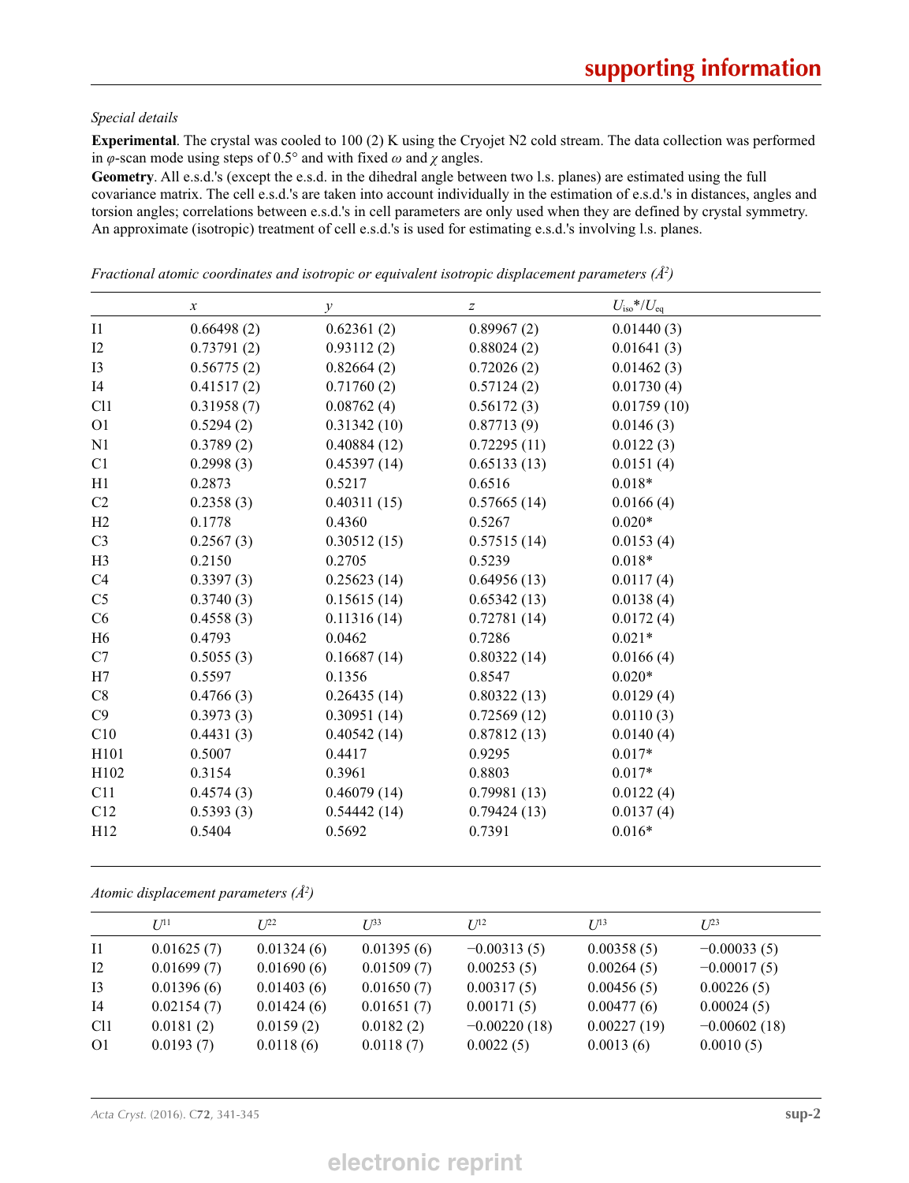*Special details*

**Experimental**. The crystal was cooled to 100 (2) K using the Cryojet N2 cold stream. The data collection was performed in $\varphi$-scan mode using steps of 0.5° and with fixed $\omega$ and $\chi$ angles.

**Geometry**. All e.s.d.'s (except the e.s.d. in the dihedral angle between two l.s. planes) are estimated using the full covariance matrix. The cell e.s.d.'s are taken into account individually in the estimation of e.s.d.'s in distances, angles and torsion angles; correlations between e.s.d.'s in cell parameters are only used when they are defined by crystal symmetry. An approximate (isotropic) treatment of cell e.s.d.'s is used for estimating e.s.d.'s involving l.s. planes.

*Fractional atomic coordinates and isotropic or equivalent isotropic displacement parameters (Å$^2$)*

| | $x$ | $y$ | $z$ | $U_{iso}$*/$U_{eq}$ |
|---|---|---|---|---|
| I1 | 0.66498 (2) | 0.62361 (2) | 0.89967 (2) | 0.01440 (3) |
| I2 | 0.73791 (2) | 0.93112 (2) | 0.88024 (2) | 0.01641 (3) |
| I3 | 0.56775 (2) | 0.82664 (2) | 0.72026 (2) | 0.01462 (3) |
| I4 | 0.41517 (2) | 0.71760 (2) | 0.57124 (2) | 0.01730 (4) |
| Cl1 | 0.31958 (7) | 0.08762 (4) | 0.56172 (3) | 0.01759 (10) |
| O1 | 0.5294 (2) | 0.31342 (10) | 0.87713 (9) | 0.0146 (3) |
| N1 | 0.3789 (2) | 0.40884 (12) | 0.72295 (11) | 0.0122 (3) |
| C1 | 0.2998 (3) | 0.45397 (14) | 0.65133 (13) | 0.0151 (4) |
| H1 | 0.2873 | 0.5217 | 0.6516 | 0.018* |
| C2 | 0.2358 (3) | 0.40311 (15) | 0.57665 (14) | 0.0166 (4) |
| H2 | 0.1778 | 0.4360 | 0.5267 | 0.020* |
| C3 | 0.2567 (3) | 0.30512 (15) | 0.57515 (14) | 0.0153 (4) |
| H3 | 0.2150 | 0.2705 | 0.5239 | 0.018* |
| C4 | 0.3397 (3) | 0.25623 (14) | 0.64956 (13) | 0.0117 (4) |
| C5 | 0.3740 (3) | 0.15615 (14) | 0.65342 (13) | 0.0138 (4) |
| C6 | 0.4558 (3) | 0.11316 (14) | 0.72781 (14) | 0.0172 (4) |
| H6 | 0.4793 | 0.0462 | 0.7286 | 0.021* |
| C7 | 0.5055 (3) | 0.16687 (14) | 0.80322 (14) | 0.0166 (4) |
| H7 | 0.5597 | 0.1356 | 0.8547 | 0.020* |
| C8 | 0.4766 (3) | 0.26435 (14) | 0.80322 (13) | 0.0129 (4) |
| C9 | 0.3973 (3) | 0.30951 (14) | 0.72569 (12) | 0.0110 (3) |
| C10 | 0.4431 (3) | 0.40542 (14) | 0.87812 (13) | 0.0140 (4) |
| H101 | 0.5007 | 0.4417 | 0.9295 | 0.017* |
| H102 | 0.3154 | 0.3961 | 0.8803 | 0.017* |
| C11 | 0.4574 (3) | 0.46079 (14) | 0.79981 (13) | 0.0122 (4) |
| C12 | 0.5393 (3) | 0.54442 (14) | 0.79424 (13) | 0.0137 (4) |
| H12 | 0.5404 | 0.5692 | 0.7391 | 0.016* |

*Atomic displacement parameters (Å$^2$)*

| | $U^{11}$ | $U^{22}$ | $U^{33}$ | $U^{12}$ | $U^{13}$ | $U^{23}$ |
|---|---|---|---|---|---|---|
| I1 | 0.01625 (7) | 0.01324 (6) | 0.01395 (6) | −0.00313 (5) | 0.00358 (5) | −0.00033 (5) |
| I2 | 0.01699 (7) | 0.01690 (6) | 0.01509 (7) | 0.00253 (5) | 0.00264 (5) | −0.00017 (5) |
| I3 | 0.01396 (6) | 0.01403 (6) | 0.01650 (7) | 0.00317 (5) | 0.00456 (5) | 0.00226 (5) |
| I4 | 0.02154 (7) | 0.01424 (6) | 0.01651 (7) | 0.00171 (5) | 0.00477 (6) | 0.00024 (5) |
| Cl1 | 0.0181 (2) | 0.0159 (2) | 0.0182 (2) | −0.00220 (18) | 0.00227 (19) | −0.00602 (18) |
| O1 | 0.0193 (7) | 0.0118 (6) | 0.0118 (7) | 0.0022 (5) | 0.0013 (6) | 0.0010 (5) |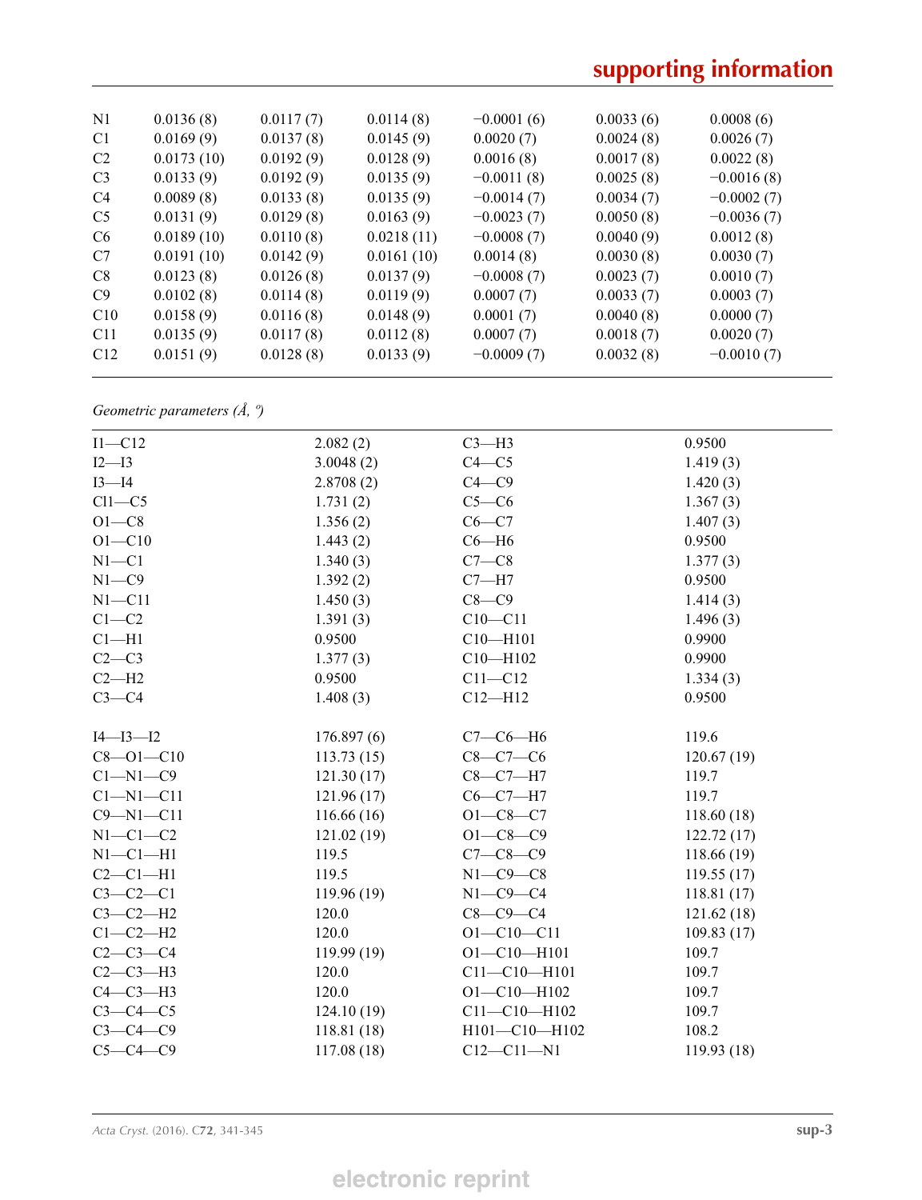| | | | | | | |
|---|---|---|---|---|---|---|
| N1 | 0.0136 (8) | 0.0117 (7) | 0.0114 (8) | −0.0001 (6) | 0.0033 (6) | 0.0008 (6) |
| C1 | 0.0169 (9) | 0.0137 (8) | 0.0145 (9) | 0.0020 (7) | 0.0024 (8) | 0.0026 (7) |
| C2 | 0.0173 (10) | 0.0192 (9) | 0.0128 (9) | 0.0016 (8) | 0.0017 (8) | 0.0022 (8) |
| C3 | 0.0133 (9) | 0.0192 (9) | 0.0135 (9) | −0.0011 (8) | 0.0025 (8) | −0.0016 (8) |
| C4 | 0.0089 (8) | 0.0133 (8) | 0.0135 (9) | −0.0014 (7) | 0.0034 (7) | −0.0002 (7) |
| C5 | 0.0131 (9) | 0.0129 (8) | 0.0163 (9) | −0.0023 (7) | 0.0050 (8) | −0.0036 (7) |
| C6 | 0.0189 (10) | 0.0110 (8) | 0.0218 (11) | −0.0008 (7) | 0.0040 (9) | 0.0012 (8) |
| C7 | 0.0191 (10) | 0.0142 (9) | 0.0161 (10) | 0.0014 (8) | 0.0030 (8) | 0.0030 (7) |
| C8 | 0.0123 (8) | 0.0126 (8) | 0.0137 (9) | −0.0008 (7) | 0.0023 (7) | 0.0010 (7) |
| C9 | 0.0102 (8) | 0.0114 (8) | 0.0119 (9) | 0.0007 (7) | 0.0033 (7) | 0.0003 (7) |
| C10 | 0.0158 (9) | 0.0116 (8) | 0.0148 (9) | 0.0001 (7) | 0.0040 (8) | 0.0000 (7) |
| C11 | 0.0135 (9) | 0.0117 (8) | 0.0112 (8) | 0.0007 (7) | 0.0018 (7) | 0.0020 (7) |
| C12 | 0.0151 (9) | 0.0128 (8) | 0.0133 (9) | −0.0009 (7) | 0.0032 (8) | −0.0010 (7) |

*Geometric parameters (Å, º)*

| | | | |
|---|---|---|---|
| I1—C12 | 2.082 (2) | C3—H3 | 0.9500 |
| I2—I3 | 3.0048 (2) | C4—C5 | 1.419 (3) |
| I3—I4 | 2.8708 (2) | C4—C9 | 1.420 (3) |
| Cl1—C5 | 1.731 (2) | C5—C6 | 1.367 (3) |
| O1—C8 | 1.356 (2) | C6—C7 | 1.407 (3) |
| O1—C10 | 1.443 (2) | C6—H6 | 0.9500 |
| N1—C1 | 1.340 (3) | C7—C8 | 1.377 (3) |
| N1—C9 | 1.392 (2) | C7—H7 | 0.9500 |
| N1—C11 | 1.450 (3) | C8—C9 | 1.414 (3) |
| C1—C2 | 1.391 (3) | C10—C11 | 1.496 (3) |
| C1—H1 | 0.9500 | C10—H101 | 0.9900 |
| C2—C3 | 1.377 (3) | C10—H102 | 0.9900 |
| C2—H2 | 0.9500 | C11—C12 | 1.334 (3) |
| C3—C4 | 1.408 (3) | C12—H12 | 0.9500 |
| | | | |
| I4—I3—I2 | 176.897 (6) | C7—C6—H6 | 119.6 |
| C8—O1—C10 | 113.73 (15) | C8—C7—C6 | 120.67 (19) |
| C1—N1—C9 | 121.30 (17) | C8—C7—H7 | 119.7 |
| C1—N1—C11 | 121.96 (17) | C6—C7—H7 | 119.7 |
| C9—N1—C11 | 116.66 (16) | O1—C8—C7 | 118.60 (18) |
| N1—C1—C2 | 121.02 (19) | O1—C8—C9 | 122.72 (17) |
| N1—C1—H1 | 119.5 | C7—C8—C9 | 118.66 (19) |
| C2—C1—H1 | 119.5 | N1—C9—C8 | 119.55 (17) |
| C3—C2—C1 | 119.96 (19) | N1—C9—C4 | 118.81 (17) |
| C3—C2—H2 | 120.0 | C8—C9—C4 | 121.62 (18) |
| C1—C2—H2 | 120.0 | O1—C10—C11 | 109.83 (17) |
| C2—C3—C4 | 119.99 (19) | O1—C10—H101 | 109.7 |
| C2—C3—H3 | 120.0 | C11—C10—H101 | 109.7 |
| C4—C3—H3 | 120.0 | O1—C10—H102 | 109.7 |
| C3—C4—C5 | 124.10 (19) | C11—C10—H102 | 109.7 |
| C3—C4—C9 | 118.81 (18) | H101—C10—H102 | 108.2 |
| C5—C4—C9 | 117.08 (18) | C12—C11—N1 | 119.93 (18) |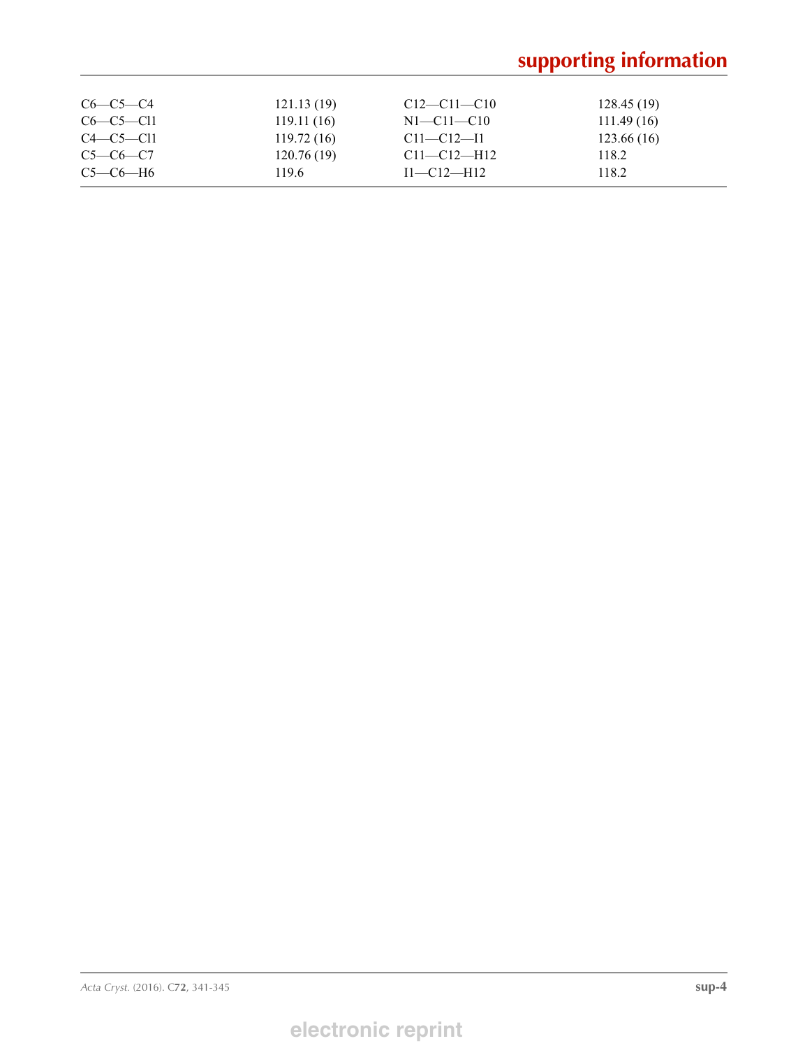| | | | |
|---|---|---|---|
| C6—C5—C4 | 121.13 (19) | C12—C11—C10 | 128.45 (19) |
| C6—C5—Cl1 | 119.11 (16) | N1—C11—C10 | 111.49 (16) |
| C4—C5—Cl1 | 119.72 (16) | C11—C12—I1 | 123.66 (16) |
| C5—C6—C7 | 120.76 (19) | C11—C12—H12 | 118.2 |
| C5—C6—H6 | 119.6 | I1—C12—H12 | 118.2 |